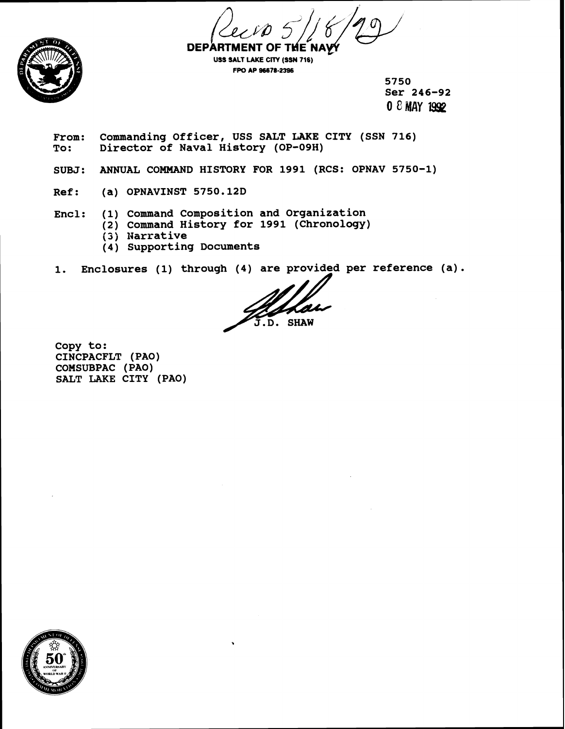Recd 5/18/92

**DEPARTMENT OF THE NAVY**
**USS SALT LAKE CITY (SSN 716)**
**FPO AP 96678-2396**

5750
Ser 246-92
08 MAY 1992

From: Commanding Officer, USS SALT LAKE CITY (SSN 716)
To: Director of Naval History (OP-09H)

SUBJ: ANNUAL COMMAND HISTORY FOR 1991 (RCS: OPNAV 5750-1)

Ref: (a) OPNAVINST 5750.12D

Encl: (1) Command Composition and Organization
(2) Command History for 1991 (Chronology)
(3) Narrative
(4) Supporting Documents

1. Enclosures (1) through (4) are provided per reference (a).

J.D. SHAW

Copy to:
CINCPACFLT (PAO)
COMSUBPAC (PAO)
SALT LAKE CITY (PAO)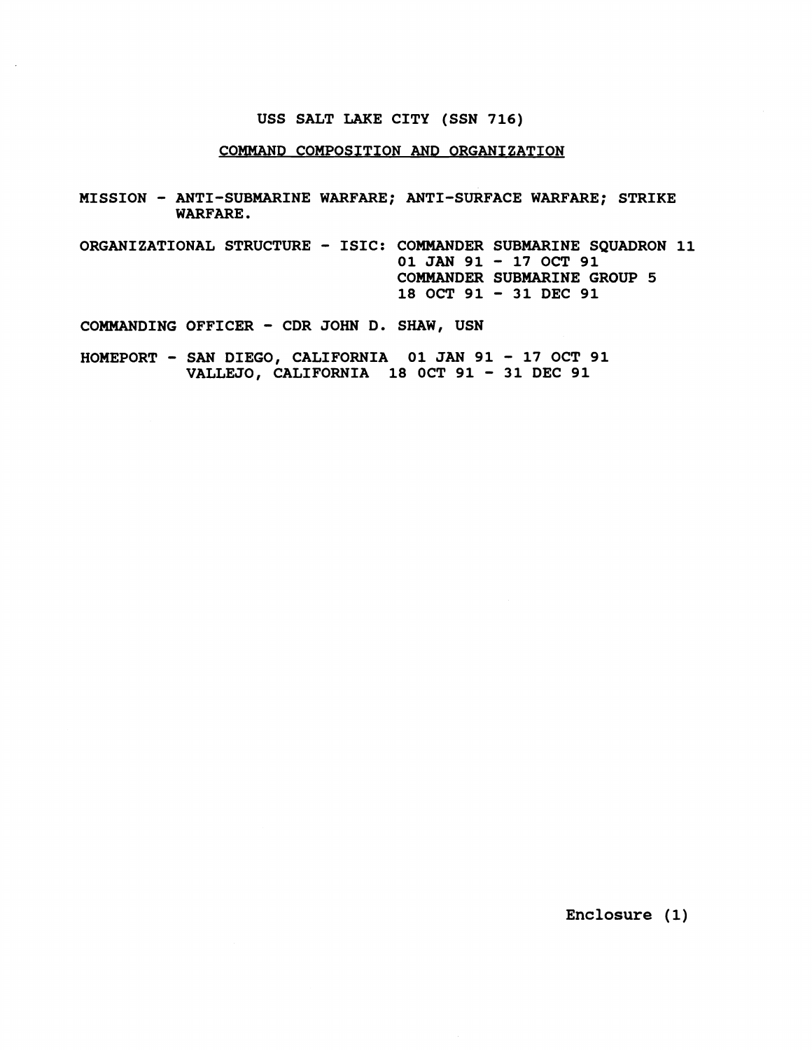# USS SALT LAKE CITY (SSN 716)

## COMMAND COMPOSITION AND ORGANIZATION

MISSION - ANTI-SUBMARINE WARFARE; ANTI-SURFACE WARFARE; STRIKE WARFARE.

ORGANIZATIONAL STRUCTURE - ISIC: COMMANDER SUBMARINE SQUADRON 11
01 JAN 91 - 17 OCT 91
COMMANDER SUBMARINE GROUP 5
18 OCT 91 - 31 DEC 91

COMMANDING OFFICER - CDR JOHN D. SHAW, USN

HOMEPORT - SAN DIEGO, CALIFORNIA 01 JAN 91 - 17 OCT 91
VALLEJO, CALIFORNIA 18 OCT 91 - 31 DEC 91

Enclosure (1)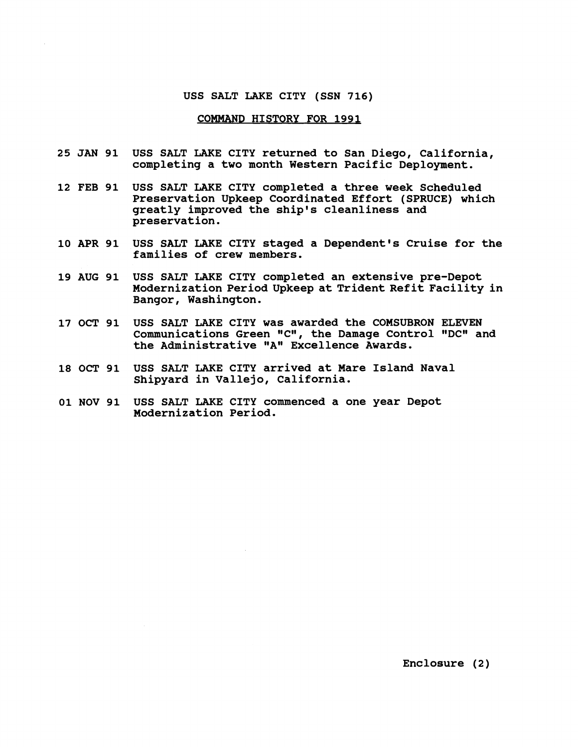# USS SALT LAKE CITY (SSN 716)

## COMMAND HISTORY FOR 1991

25 JAN 91 USS SALT LAKE CITY returned to San Diego, California, completing a two month Western Pacific Deployment.

12 FEB 91 USS SALT LAKE CITY completed a three week Scheduled Preservation Upkeep Coordinated Effort (SPRUCE) which greatly improved the ship's cleanliness and preservation.

10 APR 91 USS SALT LAKE CITY staged a Dependent's Cruise for the families of crew members.

19 AUG 91 USS SALT LAKE CITY completed an extensive pre-Depot Modernization Period Upkeep at Trident Refit Facility in Bangor, Washington.

17 OCT 91 USS SALT LAKE CITY was awarded the COMSUBRON ELEVEN Communications Green "C", the Damage Control "DC" and the Administrative "A" Excellence Awards.

18 OCT 91 USS SALT LAKE CITY arrived at Mare Island Naval Shipyard in Vallejo, California.

01 NOV 91 USS SALT LAKE CITY commenced a one year Depot Modernization Period.

Enclosure (2)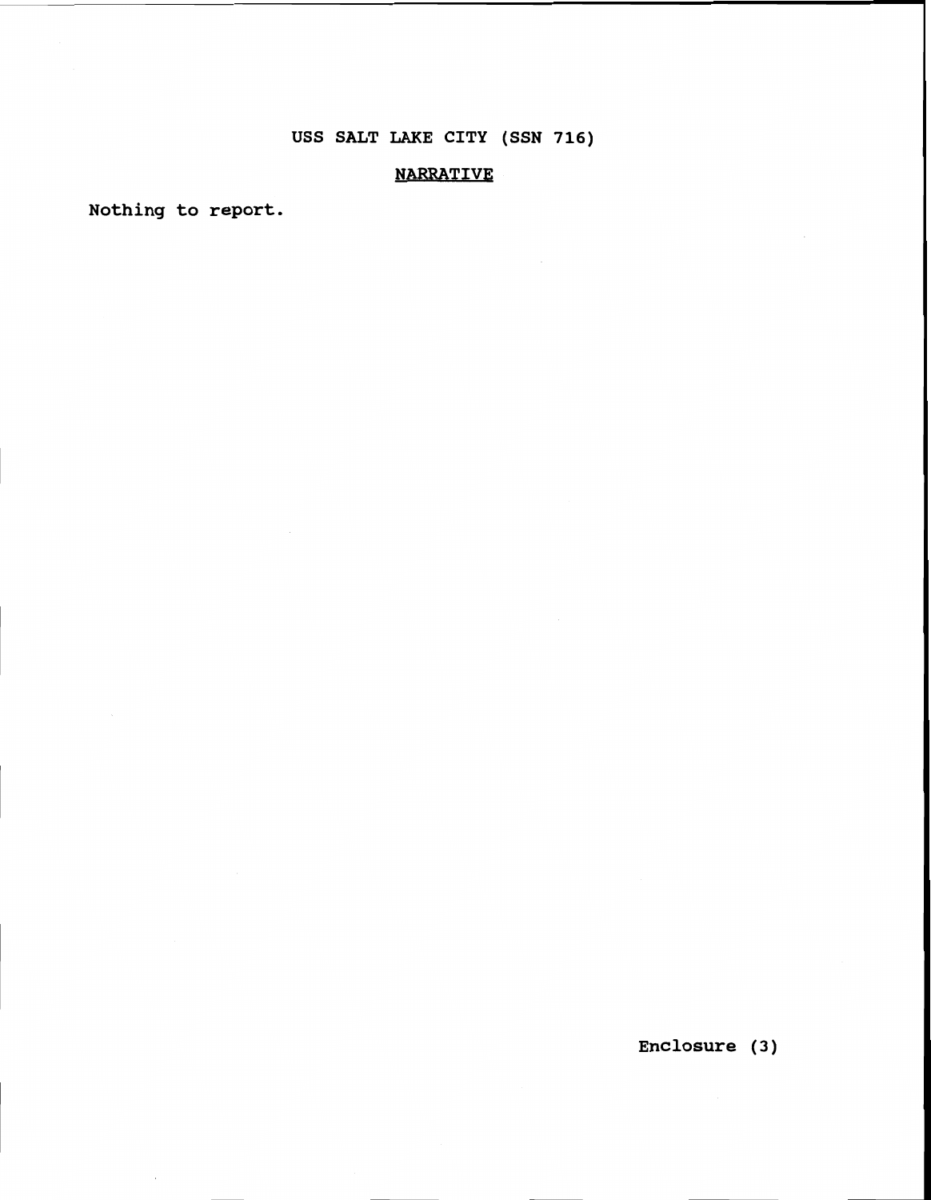# USS SALT LAKE CITY (SSN 716)

## NARRATIVE

Nothing to report.

Enclosure (3)